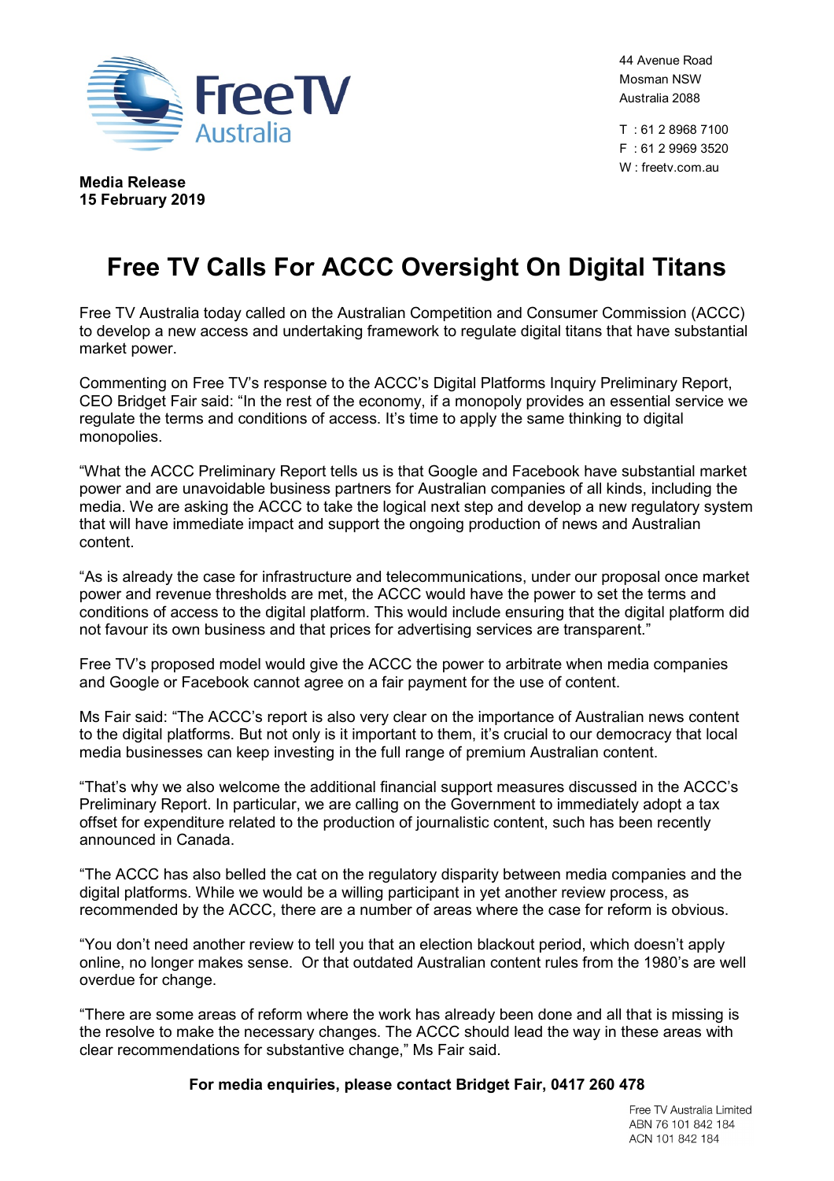44 Avenue Road
Mosman NSW
Australia 2088

T : 61 2 8968 7100
F : 61 2 9969 3520
W : freetv.com.au

**Media Release**
**15 February 2019**

# Free TV Calls For ACCC Oversight On Digital Titans

Free TV Australia today called on the Australian Competition and Consumer Commission (ACCC) to develop a new access and undertaking framework to regulate digital titans that have substantial market power.

Commenting on Free TV's response to the ACCC's Digital Platforms Inquiry Preliminary Report, CEO Bridget Fair said: "In the rest of the economy, if a monopoly provides an essential service we regulate the terms and conditions of access. It's time to apply the same thinking to digital monopolies.

"What the ACCC Preliminary Report tells us is that Google and Facebook have substantial market power and are unavoidable business partners for Australian companies of all kinds, including the media. We are asking the ACCC to take the logical next step and develop a new regulatory system that will have immediate impact and support the ongoing production of news and Australian content.

"As is already the case for infrastructure and telecommunications, under our proposal once market power and revenue thresholds are met, the ACCC would have the power to set the terms and conditions of access to the digital platform. This would include ensuring that the digital platform did not favour its own business and that prices for advertising services are transparent."

Free TV's proposed model would give the ACCC the power to arbitrate when media companies and Google or Facebook cannot agree on a fair payment for the use of content.

Ms Fair said: "The ACCC's report is also very clear on the importance of Australian news content to the digital platforms. But not only is it important to them, it's crucial to our democracy that local media businesses can keep investing in the full range of premium Australian content.

"That's why we also welcome the additional financial support measures discussed in the ACCC's Preliminary Report. In particular, we are calling on the Government to immediately adopt a tax offset for expenditure related to the production of journalistic content, such has been recently announced in Canada.

"The ACCC has also belled the cat on the regulatory disparity between media companies and the digital platforms. While we would be a willing participant in yet another review process, as recommended by the ACCC, there are a number of areas where the case for reform is obvious.

"You don't need another review to tell you that an election blackout period, which doesn't apply online, no longer makes sense. Or that outdated Australian content rules from the 1980's are well overdue for change.

"There are some areas of reform where the work has already been done and all that is missing is the resolve to make the necessary changes. The ACCC should lead the way in these areas with clear recommendations for substantive change," Ms Fair said.

**For media enquiries, please contact Bridget Fair, 0417 260 478**

Free TV Australia Limited
ABN 76 101 842 184
ACN 101 842 184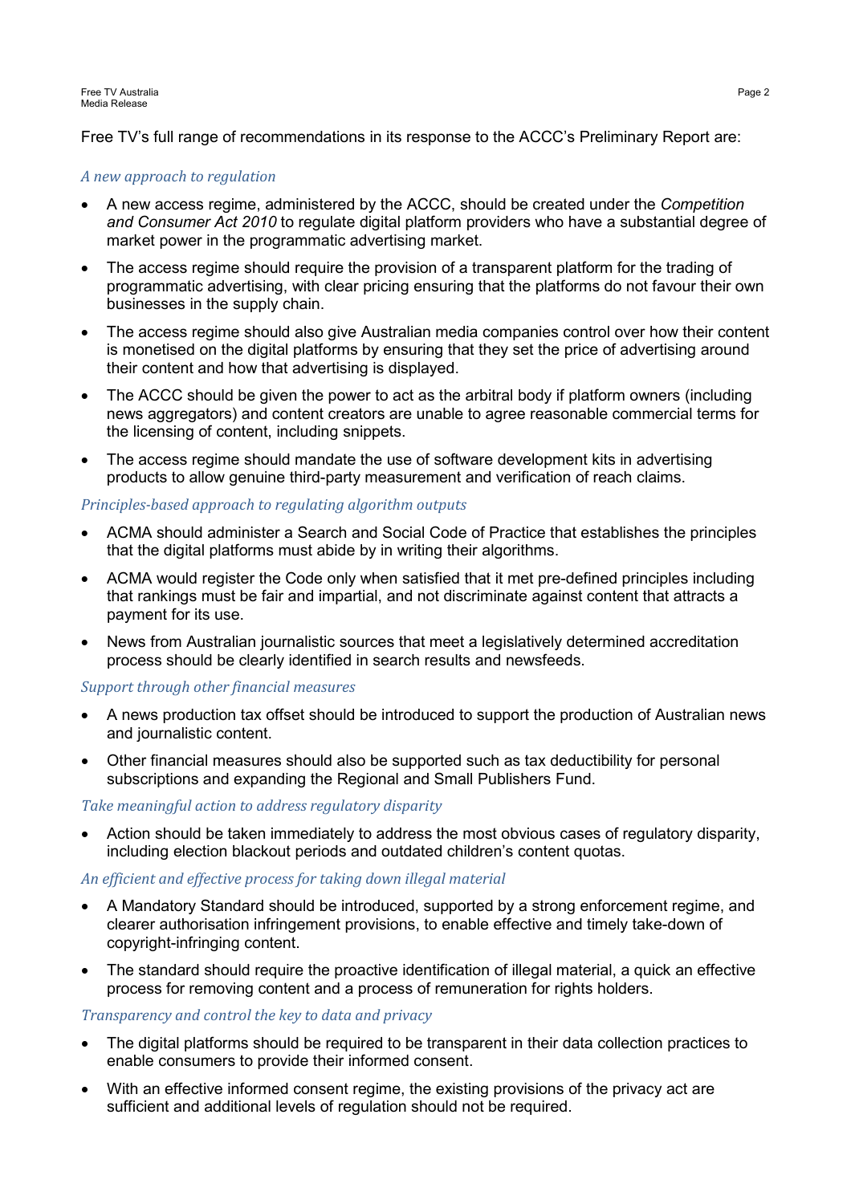Free TV's full range of recommendations in its response to the ACCC's Preliminary Report are:

### *A new approach to regulation*

- A new access regime, administered by the ACCC, should be created under the *Competition and Consumer Act 2010* to regulate digital platform providers who have a substantial degree of market power in the programmatic advertising market.
- The access regime should require the provision of a transparent platform for the trading of programmatic advertising, with clear pricing ensuring that the platforms do not favour their own businesses in the supply chain.
- The access regime should also give Australian media companies control over how their content is monetised on the digital platforms by ensuring that they set the price of advertising around their content and how that advertising is displayed.
- The ACCC should be given the power to act as the arbitral body if platform owners (including news aggregators) and content creators are unable to agree reasonable commercial terms for the licensing of content, including snippets.
- The access regime should mandate the use of software development kits in advertising products to allow genuine third-party measurement and verification of reach claims.

### *Principles-based approach to regulating algorithm outputs*

- ACMA should administer a Search and Social Code of Practice that establishes the principles that the digital platforms must abide by in writing their algorithms.
- ACMA would register the Code only when satisfied that it met pre-defined principles including that rankings must be fair and impartial, and not discriminate against content that attracts a payment for its use.
- News from Australian journalistic sources that meet a legislatively determined accreditation process should be clearly identified in search results and newsfeeds.

### *Support through other financial measures*

- A news production tax offset should be introduced to support the production of Australian news and journalistic content.
- Other financial measures should also be supported such as tax deductibility for personal subscriptions and expanding the Regional and Small Publishers Fund.

### *Take meaningful action to address regulatory disparity*

- Action should be taken immediately to address the most obvious cases of regulatory disparity, including election blackout periods and outdated children's content quotas.

### *An efficient and effective process for taking down illegal material*

- A Mandatory Standard should be introduced, supported by a strong enforcement regime, and clearer authorisation infringement provisions, to enable effective and timely take-down of copyright-infringing content.
- The standard should require the proactive identification of illegal material, a quick an effective process for removing content and a process of remuneration for rights holders.

### *Transparency and control the key to data and privacy*

- The digital platforms should be required to be transparent in their data collection practices to enable consumers to provide their informed consent.
- With an effective informed consent regime, the existing provisions of the privacy act are sufficient and additional levels of regulation should not be required.